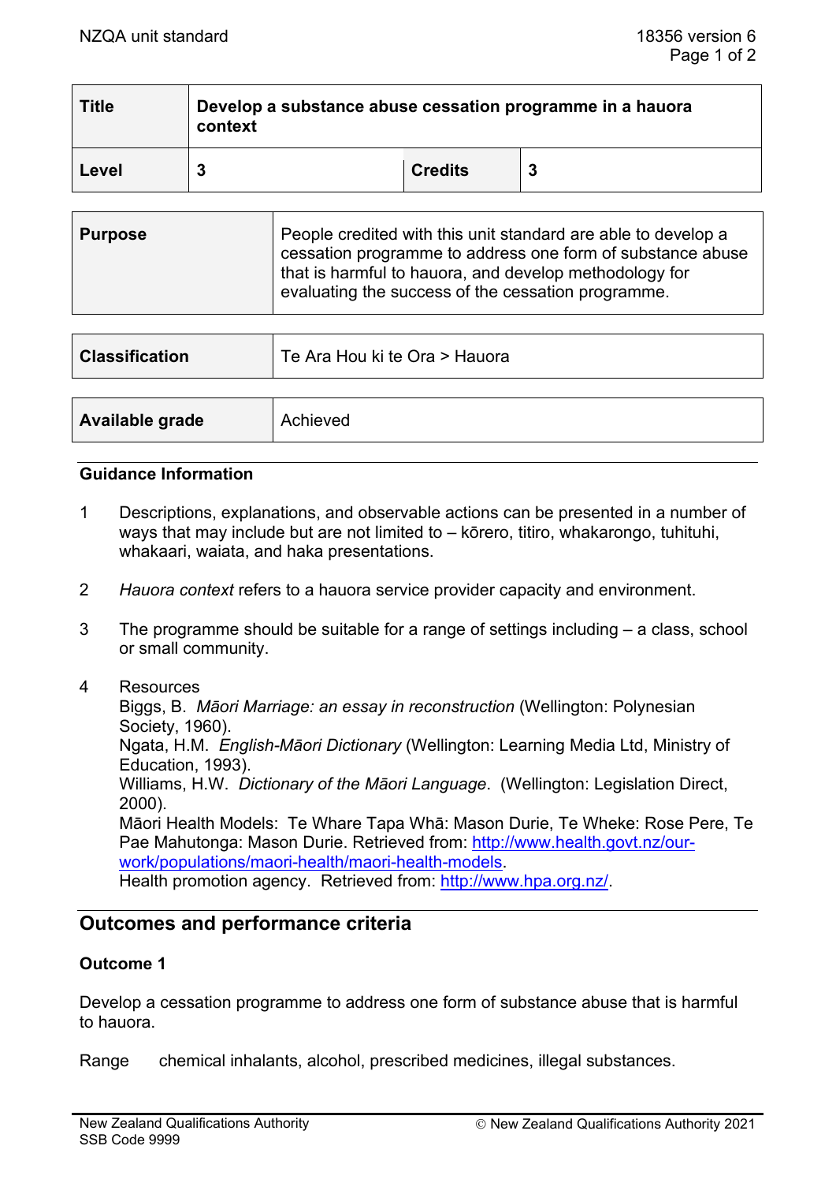| Title | Develop a substance abuse cessation programme in a hauora context | | |
|---|---|---|---|
| Level | 3 | Credits | 3 |

| Purpose | People credited with this unit standard are able to develop a cessation programme to address one form of substance abuse that is harmful to hauora, and develop methodology for evaluating the success of the cessation programme. |
|---|---|

| Classification | Te Ara Hou ki te Ora > Hauora |
|---|---|

| Available grade | Achieved |
|---|---|

### Guidance Information

1. Descriptions, explanations, and observable actions can be presented in a number of ways that may include but are not limited to – kōrero, titiro, whakarongo, tuhituhi, whakaari, waiata, and haka presentations.

2. *Hauora context* refers to a hauora service provider capacity and environment.

3. The programme should be suitable for a range of settings including – a class, school or small community.

4. Resources
   Biggs, B. *Māori Marriage: an essay in reconstruction* (Wellington: Polynesian Society, 1960).
   Ngata, H.M. *English-Māori Dictionary* (Wellington: Learning Media Ltd, Ministry of Education, 1993).
   Williams, H.W. *Dictionary of the Māori Language*. (Wellington: Legislation Direct, 2000).
   Māori Health Models: Te Whare Tapa Whā: Mason Durie, Te Wheke: Rose Pere, Te Pae Mahutonga: Mason Durie. Retrieved from: http://www.health.govt.nz/our-work/populations/maori-health/maori-health-models.
   Health promotion agency. Retrieved from: http://www.hpa.org.nz/.

## Outcomes and performance criteria

### Outcome 1

Develop a cessation programme to address one form of substance abuse that is harmful to hauora.

Range chemical inhalants, alcohol, prescribed medicines, illegal substances.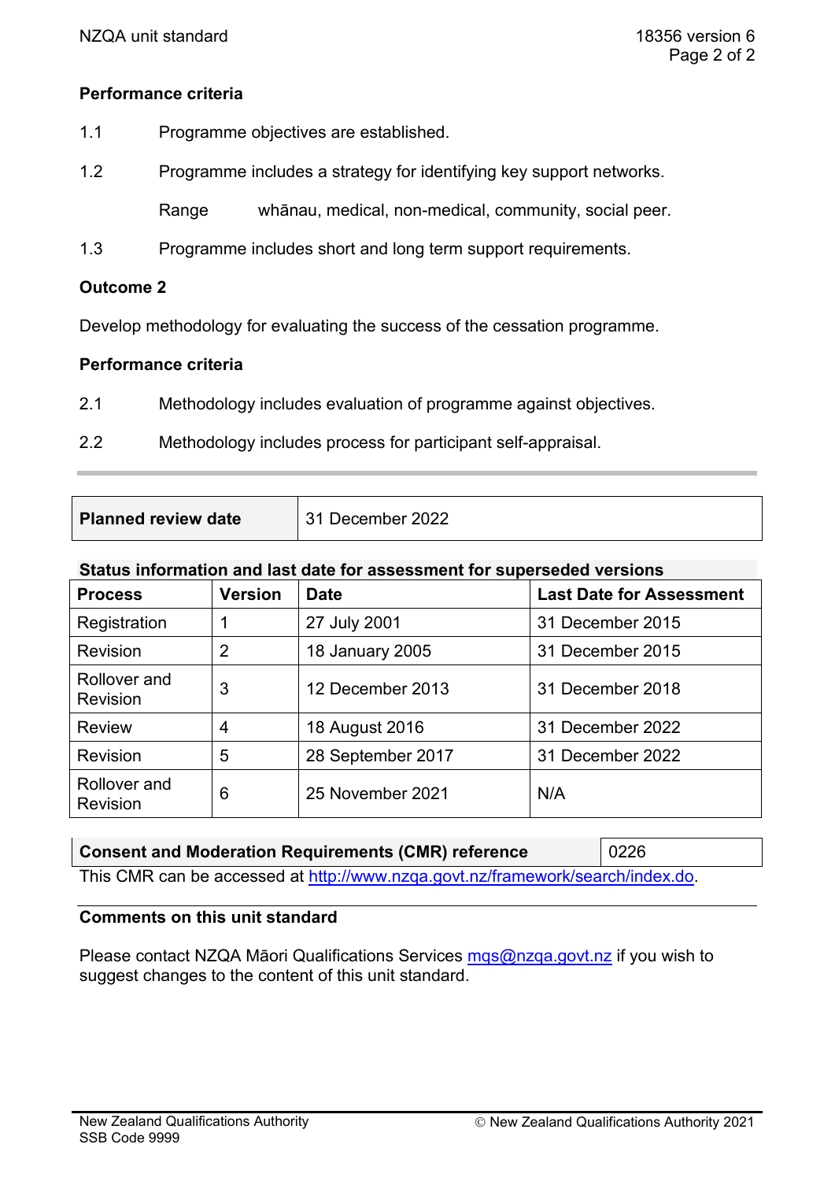**Performance criteria**

1.1 Programme objectives are established.

1.2 Programme includes a strategy for identifying key support networks.

Range whānau, medical, non-medical, community, social peer.

1.3 Programme includes short and long term support requirements.

**Outcome 2**

Develop methodology for evaluating the success of the cessation programme.

**Performance criteria**

2.1 Methodology includes evaluation of programme against objectives.

2.2 Methodology includes process for participant self-appraisal.

| | |
|---|---|
| **Planned review date** | 31 December 2022 |

**Status information and last date for assessment for superseded versions**

| Process | Version | Date | Last Date for Assessment |
|---|---|---|---|
| Registration | 1 | 27 July 2001 | 31 December 2015 |
| Revision | 2 | 18 January 2005 | 31 December 2015 |
| Rollover and Revision | 3 | 12 December 2013 | 31 December 2018 |
| Review | 4 | 18 August 2016 | 31 December 2022 |
| Revision | 5 | 28 September 2017 | 31 December 2022 |
| Rollover and Revision | 6 | 25 November 2021 | N/A |

| | |
|---|---|
| **Consent and Moderation Requirements (CMR) reference** | 0226 |

This CMR can be accessed at http://www.nzqa.govt.nz/framework/search/index.do.

**Comments on this unit standard**

Please contact NZQA Māori Qualifications Services mqs@nzqa.govt.nz if you wish to suggest changes to the content of this unit standard.